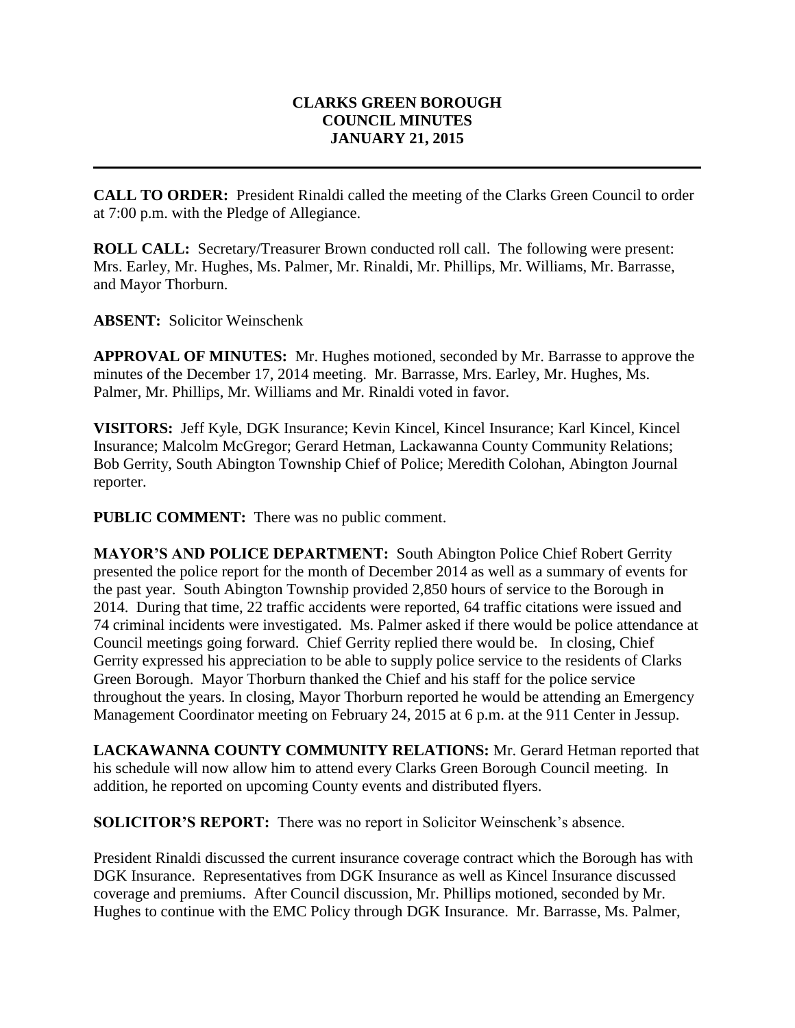# CLARKS GREEN BOROUGH
## COUNCIL MINUTES
## JANUARY 21, 2015

---

**CALL TO ORDER:** President Rinaldi called the meeting of the Clarks Green Council to order at 7:00 p.m. with the Pledge of Allegiance.

**ROLL CALL:** Secretary/Treasurer Brown conducted roll call. The following were present: Mrs. Earley, Mr. Hughes, Ms. Palmer, Mr. Rinaldi, Mr. Phillips, Mr. Williams, Mr. Barrasse, and Mayor Thorburn.

**ABSENT:** Solicitor Weinschenk

**APPROVAL OF MINUTES:** Mr. Hughes motioned, seconded by Mr. Barrasse to approve the minutes of the December 17, 2014 meeting. Mr. Barrasse, Mrs. Earley, Mr. Hughes, Ms. Palmer, Mr. Phillips, Mr. Williams and Mr. Rinaldi voted in favor.

**VISITORS:** Jeff Kyle, DGK Insurance; Kevin Kincel, Kincel Insurance; Karl Kincel, Kincel Insurance; Malcolm McGregor; Gerard Hetman, Lackawanna County Community Relations; Bob Gerrity, South Abington Township Chief of Police; Meredith Colohan, Abington Journal reporter.

**PUBLIC COMMENT:** There was no public comment.

**MAYOR'S AND POLICE DEPARTMENT:** South Abington Police Chief Robert Gerrity presented the police report for the month of December 2014 as well as a summary of events for the past year. South Abington Township provided 2,850 hours of service to the Borough in 2014. During that time, 22 traffic accidents were reported, 64 traffic citations were issued and 74 criminal incidents were investigated. Ms. Palmer asked if there would be police attendance at Council meetings going forward. Chief Gerrity replied there would be. In closing, Chief Gerrity expressed his appreciation to be able to supply police service to the residents of Clarks Green Borough. Mayor Thorburn thanked the Chief and his staff for the police service throughout the years. In closing, Mayor Thorburn reported he would be attending an Emergency Management Coordinator meeting on February 24, 2015 at 6 p.m. at the 911 Center in Jessup.

**LACKAWANNA COUNTY COMMUNITY RELATIONS:** Mr. Gerard Hetman reported that his schedule will now allow him to attend every Clarks Green Borough Council meeting. In addition, he reported on upcoming County events and distributed flyers.

**SOLICITOR'S REPORT:** There was no report in Solicitor Weinschenk's absence.

President Rinaldi discussed the current insurance coverage contract which the Borough has with DGK Insurance. Representatives from DGK Insurance as well as Kincel Insurance discussed coverage and premiums. After Council discussion, Mr. Phillips motioned, seconded by Mr. Hughes to continue with the EMC Policy through DGK Insurance. Mr. Barrasse, Ms. Palmer,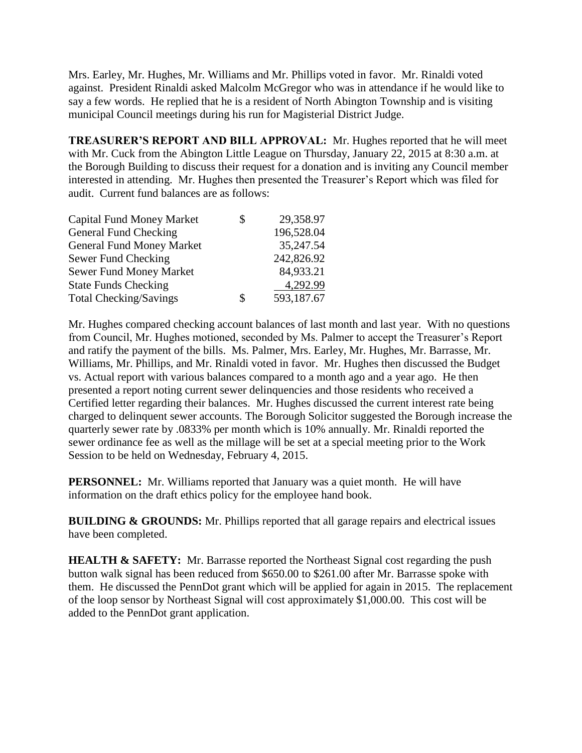Mrs. Earley, Mr. Hughes, Mr. Williams and Mr. Phillips voted in favor. Mr. Rinaldi voted against. President Rinaldi asked Malcolm McGregor who was in attendance if he would like to say a few words. He replied that he is a resident of North Abington Township and is visiting municipal Council meetings during his run for Magisterial District Judge.

**TREASURER'S REPORT AND BILL APPROVAL:** Mr. Hughes reported that he will meet with Mr. Cuck from the Abington Little League on Thursday, January 22, 2015 at 8:30 a.m. at the Borough Building to discuss their request for a donation and is inviting any Council member interested in attending. Mr. Hughes then presented the Treasurer's Report which was filed for audit. Current fund balances are as follows:

| | | |
|---|---|---|
| Capital Fund Money Market | $ | 29,358.97 |
| General Fund Checking | | 196,528.04 |
| General Fund Money Market | | 35,247.54 |
| Sewer Fund Checking | | 242,826.92 |
| Sewer Fund Money Market | | 84,933.21 |
| State Funds Checking | | 4,292.99 |
| Total Checking/Savings | $ | 593,187.67 |

Mr. Hughes compared checking account balances of last month and last year. With no questions from Council, Mr. Hughes motioned, seconded by Ms. Palmer to accept the Treasurer's Report and ratify the payment of the bills. Ms. Palmer, Mrs. Earley, Mr. Hughes, Mr. Barrasse, Mr. Williams, Mr. Phillips, and Mr. Rinaldi voted in favor. Mr. Hughes then discussed the Budget vs. Actual report with various balances compared to a month ago and a year ago. He then presented a report noting current sewer delinquencies and those residents who received a Certified letter regarding their balances. Mr. Hughes discussed the current interest rate being charged to delinquent sewer accounts. The Borough Solicitor suggested the Borough increase the quarterly sewer rate by .0833% per month which is 10% annually. Mr. Rinaldi reported the sewer ordinance fee as well as the millage will be set at a special meeting prior to the Work Session to be held on Wednesday, February 4, 2015.

**PERSONNEL:** Mr. Williams reported that January was a quiet month. He will have information on the draft ethics policy for the employee hand book.

**BUILDING & GROUNDS:** Mr. Phillips reported that all garage repairs and electrical issues have been completed.

**HEALTH & SAFETY:** Mr. Barrasse reported the Northeast Signal cost regarding the push button walk signal has been reduced from $650.00 to $261.00 after Mr. Barrasse spoke with them. He discussed the PennDot grant which will be applied for again in 2015. The replacement of the loop sensor by Northeast Signal will cost approximately $1,000.00. This cost will be added to the PennDot grant application.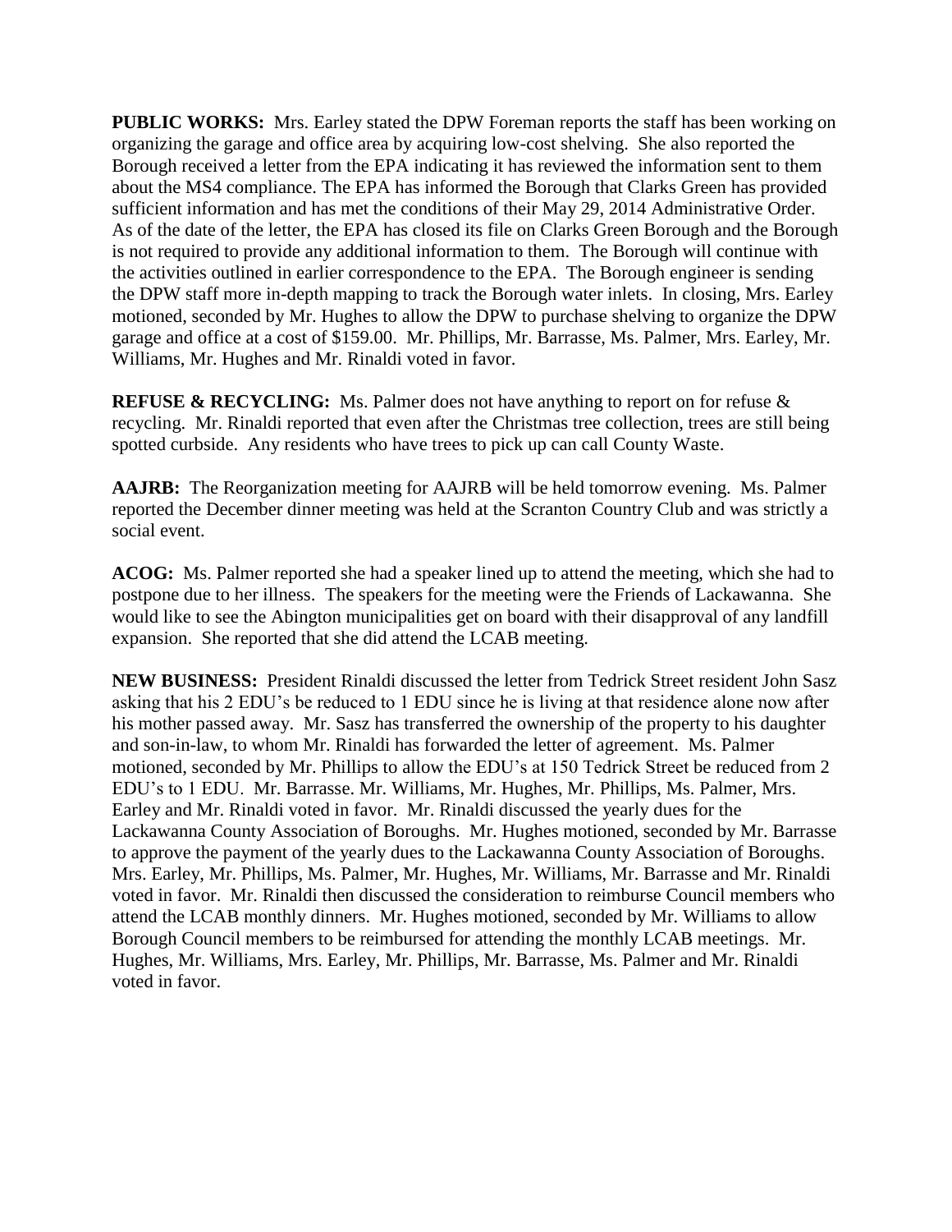**PUBLIC WORKS:** Mrs. Earley stated the DPW Foreman reports the staff has been working on organizing the garage and office area by acquiring low-cost shelving. She also reported the Borough received a letter from the EPA indicating it has reviewed the information sent to them about the MS4 compliance. The EPA has informed the Borough that Clarks Green has provided sufficient information and has met the conditions of their May 29, 2014 Administrative Order. As of the date of the letter, the EPA has closed its file on Clarks Green Borough and the Borough is not required to provide any additional information to them. The Borough will continue with the activities outlined in earlier correspondence to the EPA. The Borough engineer is sending the DPW staff more in-depth mapping to track the Borough water inlets. In closing, Mrs. Earley motioned, seconded by Mr. Hughes to allow the DPW to purchase shelving to organize the DPW garage and office at a cost of $159.00. Mr. Phillips, Mr. Barrasse, Ms. Palmer, Mrs. Earley, Mr. Williams, Mr. Hughes and Mr. Rinaldi voted in favor.

**REFUSE & RECYCLING:** Ms. Palmer does not have anything to report on for refuse & recycling. Mr. Rinaldi reported that even after the Christmas tree collection, trees are still being spotted curbside. Any residents who have trees to pick up can call County Waste.

**AAJRB:** The Reorganization meeting for AAJRB will be held tomorrow evening. Ms. Palmer reported the December dinner meeting was held at the Scranton Country Club and was strictly a social event.

**ACOG:** Ms. Palmer reported she had a speaker lined up to attend the meeting, which she had to postpone due to her illness. The speakers for the meeting were the Friends of Lackawanna. She would like to see the Abington municipalities get on board with their disapproval of any landfill expansion. She reported that she did attend the LCAB meeting.

**NEW BUSINESS:** President Rinaldi discussed the letter from Tedrick Street resident John Sasz asking that his 2 EDU's be reduced to 1 EDU since he is living at that residence alone now after his mother passed away. Mr. Sasz has transferred the ownership of the property to his daughter and son-in-law, to whom Mr. Rinaldi has forwarded the letter of agreement. Ms. Palmer motioned, seconded by Mr. Phillips to allow the EDU's at 150 Tedrick Street be reduced from 2 EDU's to 1 EDU. Mr. Barrasse. Mr. Williams, Mr. Hughes, Mr. Phillips, Ms. Palmer, Mrs. Earley and Mr. Rinaldi voted in favor. Mr. Rinaldi discussed the yearly dues for the Lackawanna County Association of Boroughs. Mr. Hughes motioned, seconded by Mr. Barrasse to approve the payment of the yearly dues to the Lackawanna County Association of Boroughs. Mrs. Earley, Mr. Phillips, Ms. Palmer, Mr. Hughes, Mr. Williams, Mr. Barrasse and Mr. Rinaldi voted in favor. Mr. Rinaldi then discussed the consideration to reimburse Council members who attend the LCAB monthly dinners. Mr. Hughes motioned, seconded by Mr. Williams to allow Borough Council members to be reimbursed for attending the monthly LCAB meetings. Mr. Hughes, Mr. Williams, Mrs. Earley, Mr. Phillips, Mr. Barrasse, Ms. Palmer and Mr. Rinaldi voted in favor.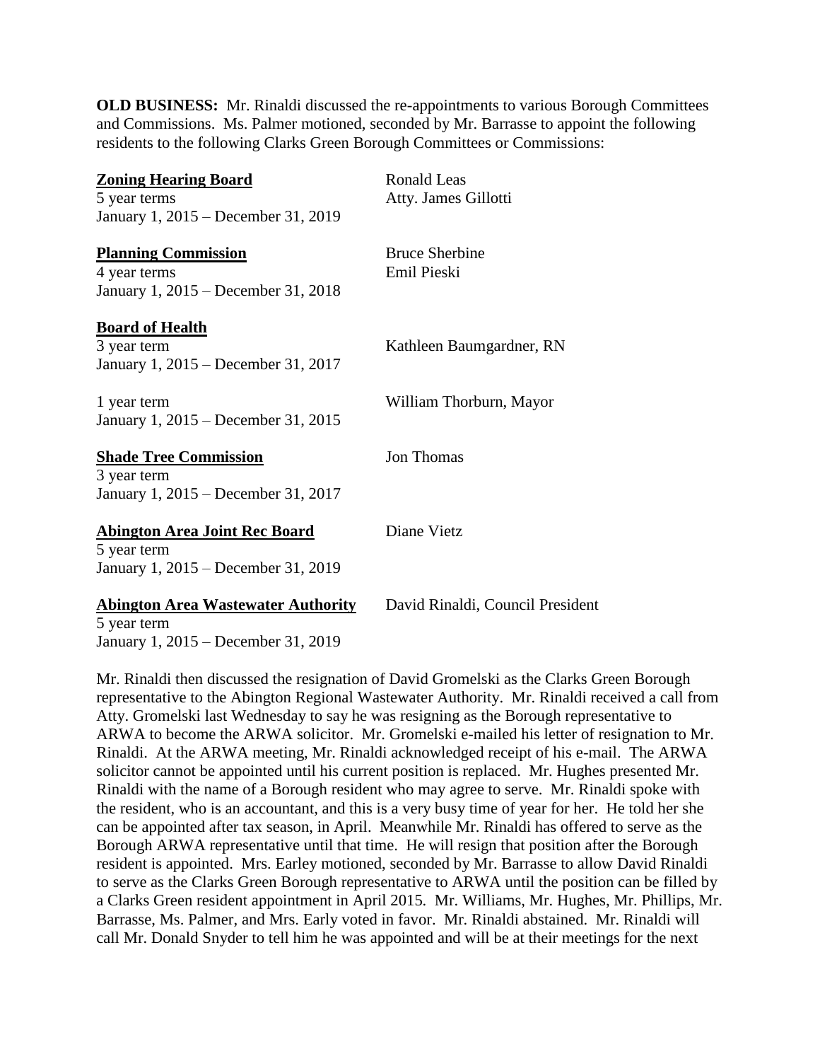**OLD BUSINESS:** Mr. Rinaldi discussed the re-appointments to various Borough Committees and Commissions. Ms. Palmer motioned, seconded by Mr. Barrasse to appoint the following residents to the following Clarks Green Borough Committees or Commissions:

| | |
|---|---|
| **Zoning Hearing Board**<br>5 year terms<br>January 1, 2015 – December 31, 2019 | Ronald Leas<br>Atty. James Gillotti |
| **Planning Commission**<br>4 year terms<br>January 1, 2015 – December 31, 2018 | Bruce Sherbine<br>Emil Pieski |
| **Board of Health**<br>3 year term<br>January 1, 2015 – December 31, 2017 | Kathleen Baumgardner, RN |
| 1 year term<br>January 1, 2015 – December 31, 2015 | William Thorburn, Mayor |
| **Shade Tree Commission**<br>3 year term<br>January 1, 2015 – December 31, 2017 | Jon Thomas |
| **Abington Area Joint Rec Board**<br>5 year term<br>January 1, 2015 – December 31, 2019 | Diane Vietz |
| **Abington Area Wastewater Authority**<br>5 year term<br>January 1, 2015 – December 31, 2019 | David Rinaldi, Council President |

Mr. Rinaldi then discussed the resignation of David Gromelski as the Clarks Green Borough representative to the Abington Regional Wastewater Authority. Mr. Rinaldi received a call from Atty. Gromelski last Wednesday to say he was resigning as the Borough representative to ARWA to become the ARWA solicitor. Mr. Gromelski e-mailed his letter of resignation to Mr. Rinaldi. At the ARWA meeting, Mr. Rinaldi acknowledged receipt of his e-mail. The ARWA solicitor cannot be appointed until his current position is replaced. Mr. Hughes presented Mr. Rinaldi with the name of a Borough resident who may agree to serve. Mr. Rinaldi spoke with the resident, who is an accountant, and this is a very busy time of year for her. He told her she can be appointed after tax season, in April. Meanwhile Mr. Rinaldi has offered to serve as the Borough ARWA representative until that time. He will resign that position after the Borough resident is appointed. Mrs. Earley motioned, seconded by Mr. Barrasse to allow David Rinaldi to serve as the Clarks Green Borough representative to ARWA until the position can be filled by a Clarks Green resident appointment in April 2015. Mr. Williams, Mr. Hughes, Mr. Phillips, Mr. Barrasse, Ms. Palmer, and Mrs. Early voted in favor. Mr. Rinaldi abstained. Mr. Rinaldi will call Mr. Donald Snyder to tell him he was appointed and will be at their meetings for the next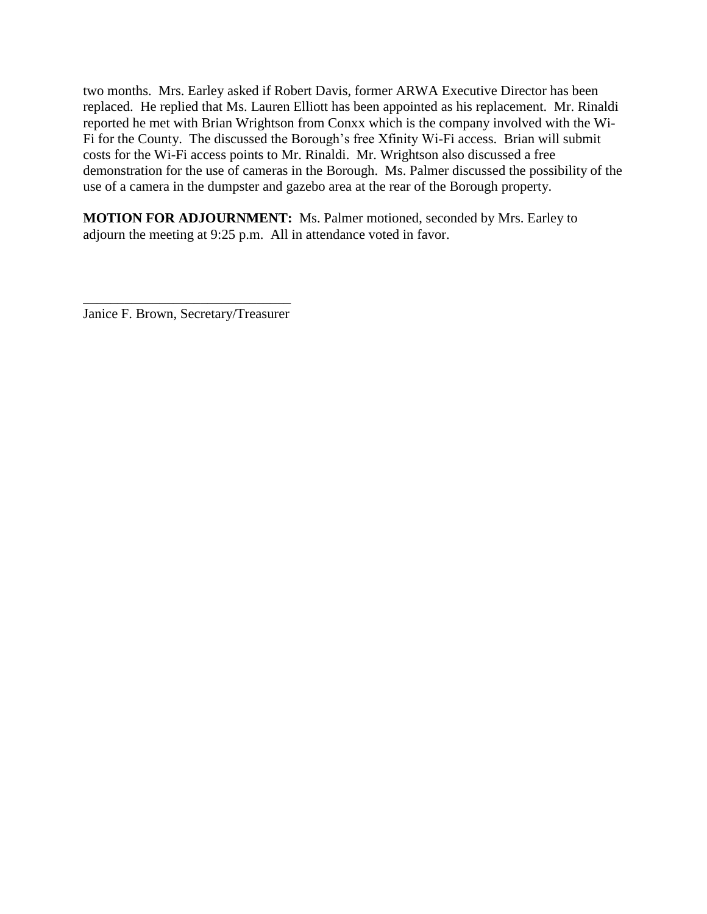two months. Mrs. Earley asked if Robert Davis, former ARWA Executive Director has been replaced. He replied that Ms. Lauren Elliott has been appointed as his replacement. Mr. Rinaldi reported he met with Brian Wrightson from Conxx which is the company involved with the Wi-Fi for the County. The discussed the Borough's free Xfinity Wi-Fi access. Brian will submit costs for the Wi-Fi access points to Mr. Rinaldi. Mr. Wrightson also discussed a free demonstration for the use of cameras in the Borough. Ms. Palmer discussed the possibility of the use of a camera in the dumpster and gazebo area at the rear of the Borough property.

**MOTION FOR ADJOURNMENT:** Ms. Palmer motioned, seconded by Mrs. Earley to adjourn the meeting at 9:25 p.m. All in attendance voted in favor.

_______________________________
Janice F. Brown, Secretary/Treasurer